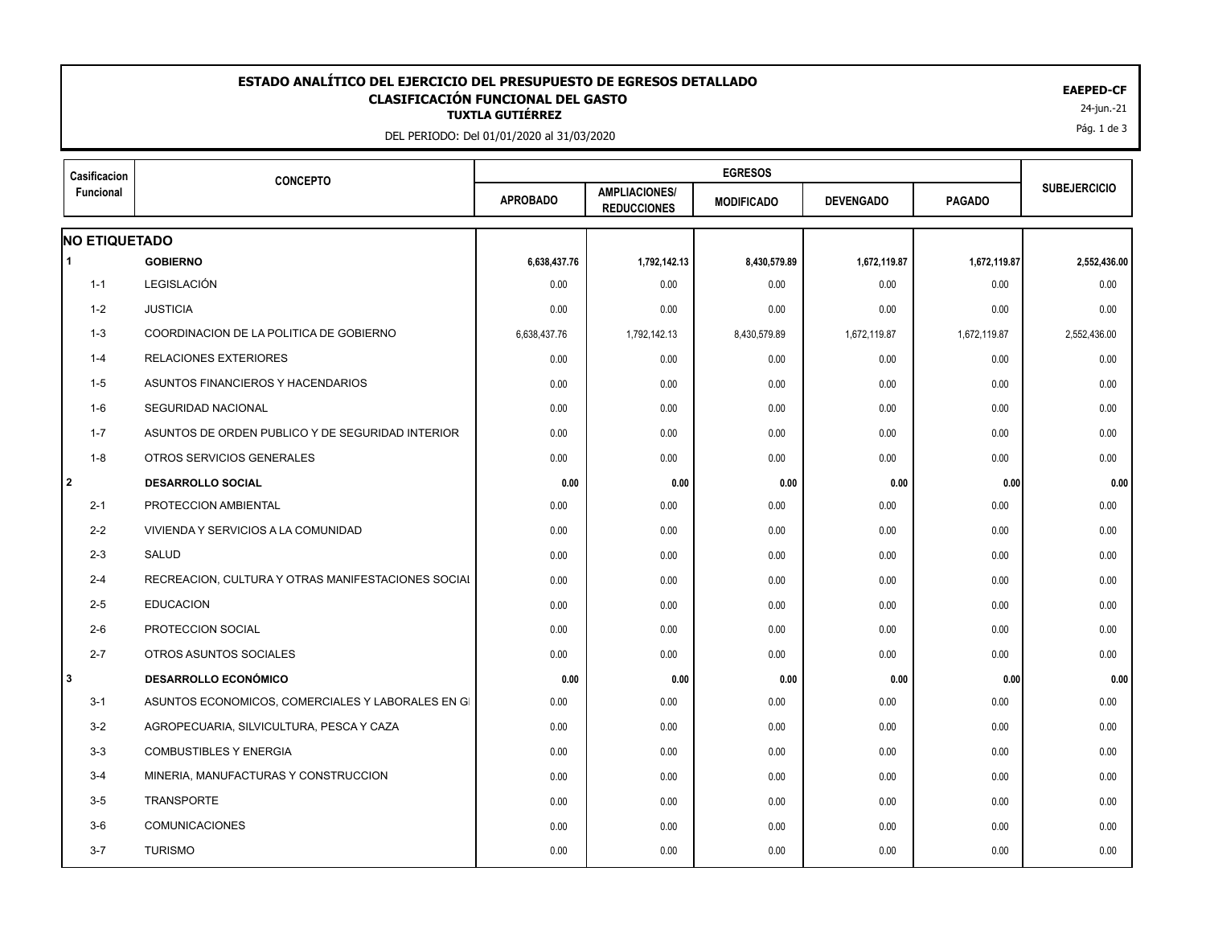# ESTADO ANALÍTICO DEL EJERCICIO DEL PRESUPUESTO DE EGRESOS DETALLADO

## CLASIFICACIÓN FUNCIONAL DEL GASTO

### TUXTLA GUTIÉRREZ

DEL PERIODO: Del 01/01/2020 al 31/03/2020

**EAEPED-CF**

24-jun.-21

| Casificacion Funcional | CONCEPTO | EGRESOS | | | | | SUBEJERCICIO |
|---|---|---|---|---|---|---|---|
| | | APROBADO | AMPLIACIONES/ REDUCCIONES | MODIFICADO | DEVENGADO | PAGADO | |
| **NO ETIQUETADO** | | | | | | | |
| **1** | **GOBIERNO** | **6,638,437.76** | **1,792,142.13** | **8,430,579.89** | **1,672,119.87** | **1,672,119.87** | **2,552,436.00** |
| 1-1 | LEGISLACIÓN | 0.00 | 0.00 | 0.00 | 0.00 | 0.00 | 0.00 |
| 1-2 | JUSTICIA | 0.00 | 0.00 | 0.00 | 0.00 | 0.00 | 0.00 |
| 1-3 | COORDINACION DE LA POLITICA DE GOBIERNO | 6,638,437.76 | 1,792,142.13 | 8,430,579.89 | 1,672,119.87 | 1,672,119.87 | 2,552,436.00 |
| 1-4 | RELACIONES EXTERIORES | 0.00 | 0.00 | 0.00 | 0.00 | 0.00 | 0.00 |
| 1-5 | ASUNTOS FINANCIEROS Y HACENDARIOS | 0.00 | 0.00 | 0.00 | 0.00 | 0.00 | 0.00 |
| 1-6 | SEGURIDAD NACIONAL | 0.00 | 0.00 | 0.00 | 0.00 | 0.00 | 0.00 |
| 1-7 | ASUNTOS DE ORDEN PUBLICO Y DE SEGURIDAD INTERIOR | 0.00 | 0.00 | 0.00 | 0.00 | 0.00 | 0.00 |
| 1-8 | OTROS SERVICIOS GENERALES | 0.00 | 0.00 | 0.00 | 0.00 | 0.00 | 0.00 |
| **2** | **DESARROLLO SOCIAL** | **0.00** | **0.00** | **0.00** | **0.00** | **0.00** | **0.00** |
| 2-1 | PROTECCION AMBIENTAL | 0.00 | 0.00 | 0.00 | 0.00 | 0.00 | 0.00 |
| 2-2 | VIVIENDA Y SERVICIOS A LA COMUNIDAD | 0.00 | 0.00 | 0.00 | 0.00 | 0.00 | 0.00 |
| 2-3 | SALUD | 0.00 | 0.00 | 0.00 | 0.00 | 0.00 | 0.00 |
| 2-4 | RECREACION, CULTURA Y OTRAS MANIFESTACIONES SOCIAL | 0.00 | 0.00 | 0.00 | 0.00 | 0.00 | 0.00 |
| 2-5 | EDUCACION | 0.00 | 0.00 | 0.00 | 0.00 | 0.00 | 0.00 |
| 2-6 | PROTECCION SOCIAL | 0.00 | 0.00 | 0.00 | 0.00 | 0.00 | 0.00 |
| 2-7 | OTROS ASUNTOS SOCIALES | 0.00 | 0.00 | 0.00 | 0.00 | 0.00 | 0.00 |
| **3** | **DESARROLLO ECONÓMICO** | **0.00** | **0.00** | **0.00** | **0.00** | **0.00** | **0.00** |
| 3-1 | ASUNTOS ECONOMICOS, COMERCIALES Y LABORALES EN G | 0.00 | 0.00 | 0.00 | 0.00 | 0.00 | 0.00 |
| 3-2 | AGROPECUARIA, SILVICULTURA, PESCA Y CAZA | 0.00 | 0.00 | 0.00 | 0.00 | 0.00 | 0.00 |
| 3-3 | COMBUSTIBLES Y ENERGIA | 0.00 | 0.00 | 0.00 | 0.00 | 0.00 | 0.00 |
| 3-4 | MINERIA, MANUFACTURAS Y CONSTRUCCION | 0.00 | 0.00 | 0.00 | 0.00 | 0.00 | 0.00 |
| 3-5 | TRANSPORTE | 0.00 | 0.00 | 0.00 | 0.00 | 0.00 | 0.00 |
| 3-6 | COMUNICACIONES | 0.00 | 0.00 | 0.00 | 0.00 | 0.00 | 0.00 |
| 3-7 | TURISMO | 0.00 | 0.00 | 0.00 | 0.00 | 0.00 | 0.00 |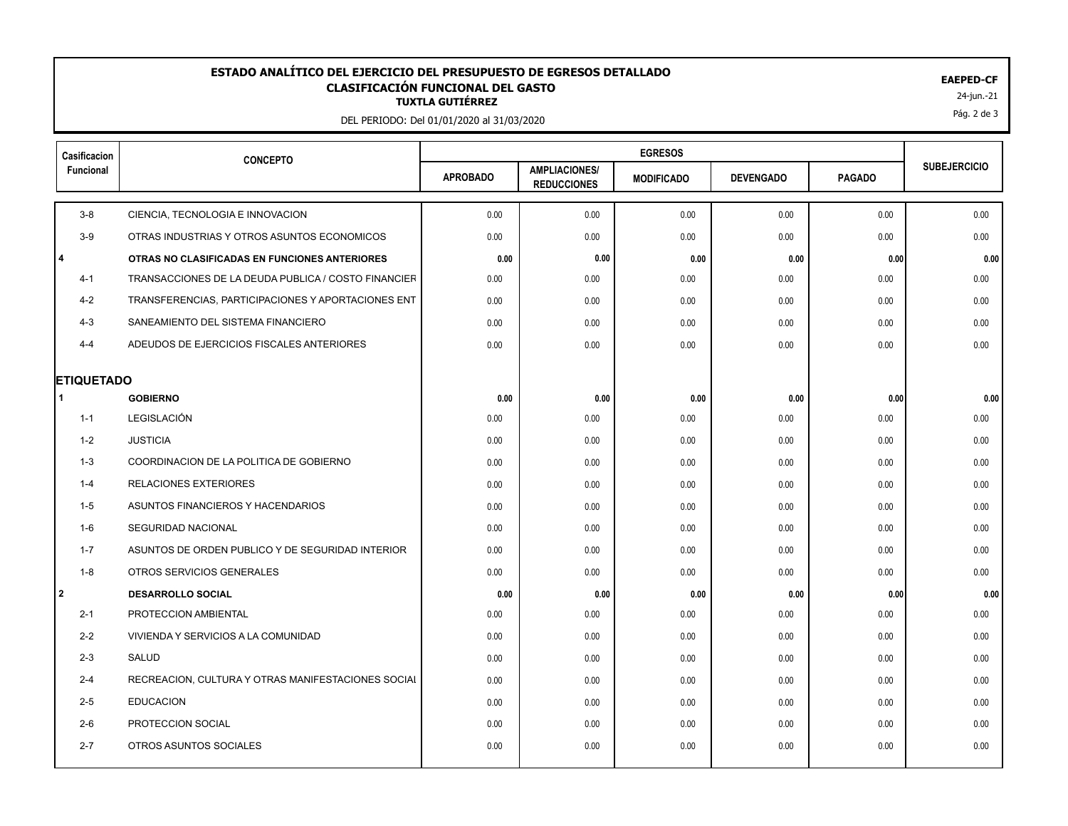# ESTADO ANALÍTICO DEL EJERCICIO DEL PRESUPUESTO DE EGRESOS DETALLADO

## CLASIFICACIÓN FUNCIONAL DEL GASTO

### TUXTLA GUTIÉRREZ

DEL PERIODO: Del 01/01/2020 al 31/03/2020

**EAEPED-CF**

24-jun.-21

| Casificacion Funcional | CONCEPTO | EGRESOS | | | | | SUBEJERCICIO |
|---|---|---|---|---|---|---|---|
| | | APROBADO | AMPLIACIONES/ REDUCCIONES | MODIFICADO | DEVENGADO | PAGADO | |
| 3-8 | CIENCIA, TECNOLOGIA E INNOVACION | 0.00 | 0.00 | 0.00 | 0.00 | 0.00 | 0.00 |
| 3-9 | OTRAS INDUSTRIAS Y OTROS ASUNTOS ECONOMICOS | 0.00 | 0.00 | 0.00 | 0.00 | 0.00 | 0.00 |
| **4** | **OTRAS NO CLASIFICADAS EN FUNCIONES ANTERIORES** | **0.00** | **0.00** | **0.00** | **0.00** | **0.00** | **0.00** |
| 4-1 | TRANSACCIONES DE LA DEUDA PUBLICA / COSTO FINANCIER | 0.00 | 0.00 | 0.00 | 0.00 | 0.00 | 0.00 |
| 4-2 | TRANSFERENCIAS, PARTICIPACIONES Y APORTACIONES ENT | 0.00 | 0.00 | 0.00 | 0.00 | 0.00 | 0.00 |
| 4-3 | SANEAMIENTO DEL SISTEMA FINANCIERO | 0.00 | 0.00 | 0.00 | 0.00 | 0.00 | 0.00 |
| 4-4 | ADEUDOS DE EJERCICIOS FISCALES ANTERIORES | 0.00 | 0.00 | 0.00 | 0.00 | 0.00 | 0.00 |
| **ETIQUETADO** | | | | | | | |
| **1** | **GOBIERNO** | **0.00** | **0.00** | **0.00** | **0.00** | **0.00** | **0.00** |
| 1-1 | LEGISLACIÓN | 0.00 | 0.00 | 0.00 | 0.00 | 0.00 | 0.00 |
| 1-2 | JUSTICIA | 0.00 | 0.00 | 0.00 | 0.00 | 0.00 | 0.00 |
| 1-3 | COORDINACION DE LA POLITICA DE GOBIERNO | 0.00 | 0.00 | 0.00 | 0.00 | 0.00 | 0.00 |
| 1-4 | RELACIONES EXTERIORES | 0.00 | 0.00 | 0.00 | 0.00 | 0.00 | 0.00 |
| 1-5 | ASUNTOS FINANCIEROS Y HACENDARIOS | 0.00 | 0.00 | 0.00 | 0.00 | 0.00 | 0.00 |
| 1-6 | SEGURIDAD NACIONAL | 0.00 | 0.00 | 0.00 | 0.00 | 0.00 | 0.00 |
| 1-7 | ASUNTOS DE ORDEN PUBLICO Y DE SEGURIDAD INTERIOR | 0.00 | 0.00 | 0.00 | 0.00 | 0.00 | 0.00 |
| 1-8 | OTROS SERVICIOS GENERALES | 0.00 | 0.00 | 0.00 | 0.00 | 0.00 | 0.00 |
| **2** | **DESARROLLO SOCIAL** | **0.00** | **0.00** | **0.00** | **0.00** | **0.00** | **0.00** |
| 2-1 | PROTECCION AMBIENTAL | 0.00 | 0.00 | 0.00 | 0.00 | 0.00 | 0.00 |
| 2-2 | VIVIENDA Y SERVICIOS A LA COMUNIDAD | 0.00 | 0.00 | 0.00 | 0.00 | 0.00 | 0.00 |
| 2-3 | SALUD | 0.00 | 0.00 | 0.00 | 0.00 | 0.00 | 0.00 |
| 2-4 | RECREACION, CULTURA Y OTRAS MANIFESTACIONES SOCIAL | 0.00 | 0.00 | 0.00 | 0.00 | 0.00 | 0.00 |
| 2-5 | EDUCACION | 0.00 | 0.00 | 0.00 | 0.00 | 0.00 | 0.00 |
| 2-6 | PROTECCION SOCIAL | 0.00 | 0.00 | 0.00 | 0.00 | 0.00 | 0.00 |
| 2-7 | OTROS ASUNTOS SOCIALES | 0.00 | 0.00 | 0.00 | 0.00 | 0.00 | 0.00 |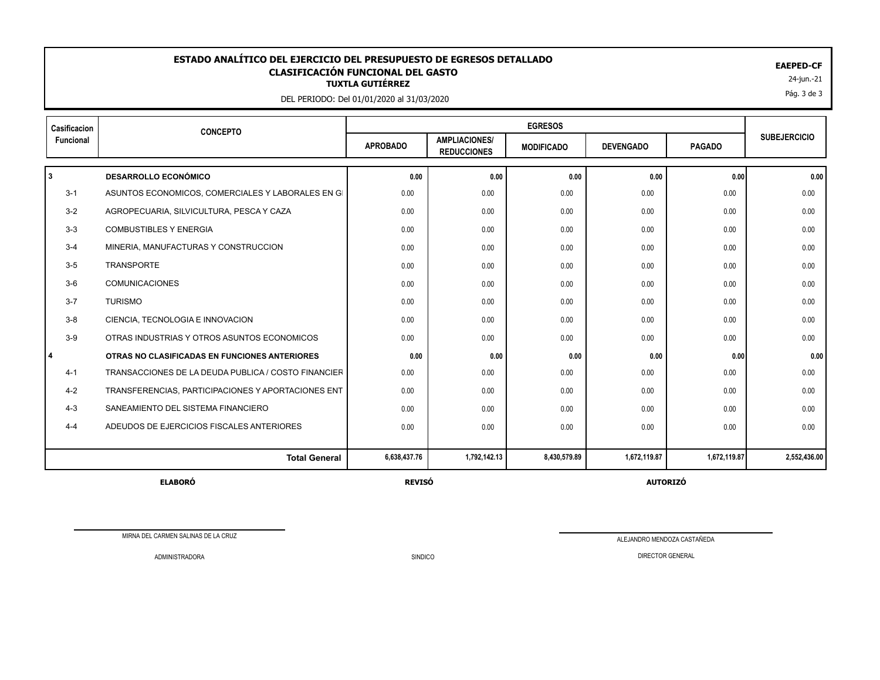**ESTADO ANALÍTICO DEL EJERCICIO DEL PRESUPUESTO DE EGRESOS DETALLADO**
**CLASIFICACIÓN FUNCIONAL DEL GASTO**
**TUXTLA GUTIÉRREZ**
DEL PERIODO: Del 01/01/2020 al 31/03/2020

**EAEPED-CF**
24-jun.-21

| Casificacion Funcional | CONCEPTO | EGRESOS | | | | | SUBEJERCICIO |
|---|---|---|---|---|---|---|---|
| | | APROBADO | AMPLIACIONES/ REDUCCIONES | MODIFICADO | DEVENGADO | PAGADO | |
| **3** | **DESARROLLO ECONÓMICO** | **0.00** | **0.00** | **0.00** | **0.00** | **0.00** | **0.00** |
| 3-1 | ASUNTOS ECONOMICOS, COMERCIALES Y LABORALES EN GI | 0.00 | 0.00 | 0.00 | 0.00 | 0.00 | 0.00 |
| 3-2 | AGROPECUARIA, SILVICULTURA, PESCA Y CAZA | 0.00 | 0.00 | 0.00 | 0.00 | 0.00 | 0.00 |
| 3-3 | COMBUSTIBLES Y ENERGIA | 0.00 | 0.00 | 0.00 | 0.00 | 0.00 | 0.00 |
| 3-4 | MINERIA, MANUFACTURAS Y CONSTRUCCION | 0.00 | 0.00 | 0.00 | 0.00 | 0.00 | 0.00 |
| 3-5 | TRANSPORTE | 0.00 | 0.00 | 0.00 | 0.00 | 0.00 | 0.00 |
| 3-6 | COMUNICACIONES | 0.00 | 0.00 | 0.00 | 0.00 | 0.00 | 0.00 |
| 3-7 | TURISMO | 0.00 | 0.00 | 0.00 | 0.00 | 0.00 | 0.00 |
| 3-8 | CIENCIA, TECNOLOGIA E INNOVACION | 0.00 | 0.00 | 0.00 | 0.00 | 0.00 | 0.00 |
| 3-9 | OTRAS INDUSTRIAS Y OTROS ASUNTOS ECONOMICOS | 0.00 | 0.00 | 0.00 | 0.00 | 0.00 | 0.00 |
| **4** | **OTRAS NO CLASIFICADAS EN FUNCIONES ANTERIORES** | **0.00** | **0.00** | **0.00** | **0.00** | **0.00** | **0.00** |
| 4-1 | TRANSACCIONES DE LA DEUDA PUBLICA / COSTO FINANCIER | 0.00 | 0.00 | 0.00 | 0.00 | 0.00 | 0.00 |
| 4-2 | TRANSFERENCIAS, PARTICIPACIONES Y APORTACIONES ENT | 0.00 | 0.00 | 0.00 | 0.00 | 0.00 | 0.00 |
| 4-3 | SANEAMIENTO DEL SISTEMA FINANCIERO | 0.00 | 0.00 | 0.00 | 0.00 | 0.00 | 0.00 |
| 4-4 | ADEUDOS DE EJERCICIOS FISCALES ANTERIORES | 0.00 | 0.00 | 0.00 | 0.00 | 0.00 | 0.00 |
| | **Total General** | **6,638,437.76** | **1,792,142.13** | **8,430,579.89** | **1,672,119.87** | **1,672,119.87** | **2,552,436.00** |

**ELABORÓ** **REVISÓ** **AUTORIZÓ**

MIRNA DEL CARMEN SALINAS DE LA CRUZ
ADMINISTRADORA

SINDICO

ALEJANDRO MENDOZA CASTAÑEDA
DIRECTOR GENERAL